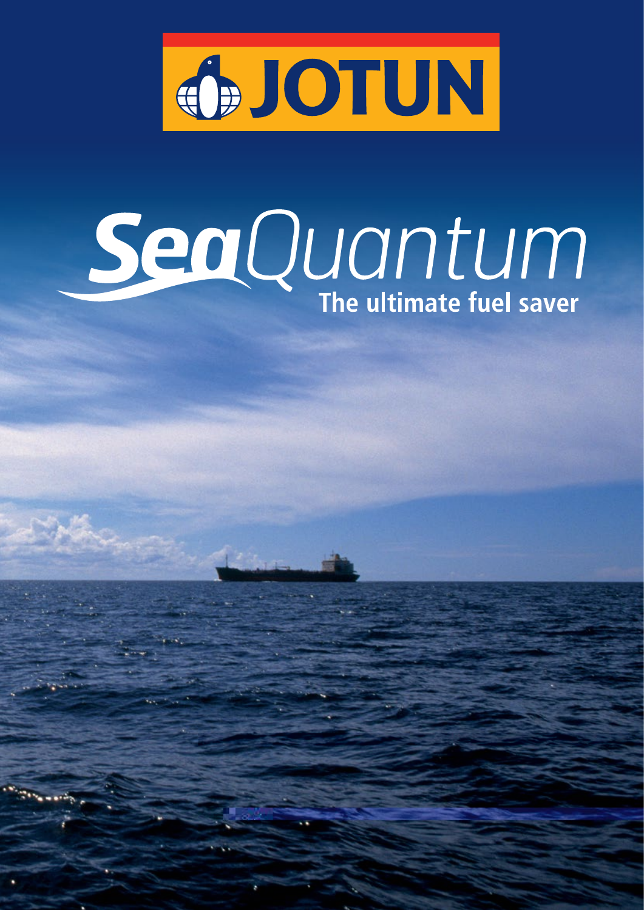JOTUN

# SeaQuantum

**The ultimate fuel saver**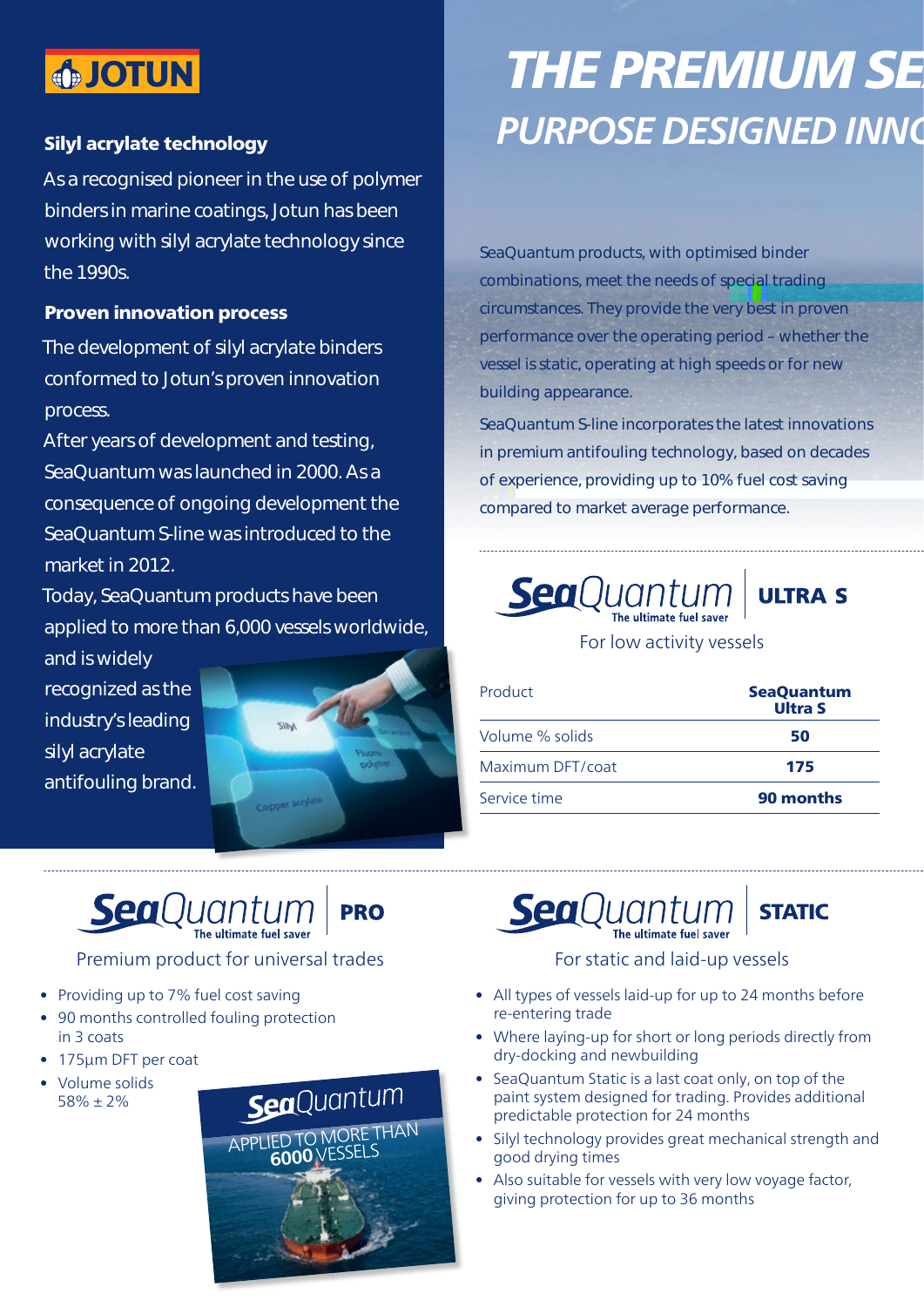JOTUN

### Silyl acrylate technology

As a recognised pioneer in the use of polymer binders in marine coatings, Jotun has been working with silyl acrylate technology since the 1990s.

### Proven innovation process

The development of silyl acrylate binders conformed to Jotun's proven innovation process.

After years of development and testing, SeaQuantum was launched in 2000. As a consequence of ongoing development the SeaQuantum S-line was introduced to the market in 2012.

Today, SeaQuantum products have been applied to more than 6,000 vessels worldwide, and is widely recognized as the industry's leading silyl acrylate antifouling brand.

# THE PREMIUM SE

## PURPOSE DESIGNED INNO

SeaQuantum products, with optimised binder combinations, meet the needs of special trading circumstances. They provide the very best in proven performance over the operating period – whether the vessel is static, operating at high speeds or for new building appearance.

SeaQuantum S-line incorporates the latest innovations in premium antifouling technology, based on decades of experience, providing up to 10% fuel cost saving compared to market average performance.

## SeaQuantum ULTRA S

The ultimate fuel saver

For low activity vessels

| Product | SeaQuantum Ultra S |
|---|---|
| Volume % solids | 50 |
| Maximum DFT/coat | 175 |
| Service time | 90 months |

## SeaQuantum PRO

The ultimate fuel saver

Premium product for universal trades

- Providing up to 7% fuel cost saving
- 90 months controlled fouling protection in 3 coats
- 175µm DFT per coat
- Volume solids 58% ± 2%

SeaQuantum APPLIED TO MORE THAN 6000 VESSELS

## SeaQuantum STATIC

The ultimate fuel saver

For static and laid-up vessels

- All types of vessels laid-up for up to 24 months before re-entering trade
- Where laying-up for short or long periods directly from dry-docking and newbuilding
- SeaQuantum Static is a last coat only, on top of the paint system designed for trading. Provides additional predictable protection for 24 months
- Silyl technology provides great mechanical strength and good drying times
- Also suitable for vessels with very low voyage factor, giving protection for up to 36 months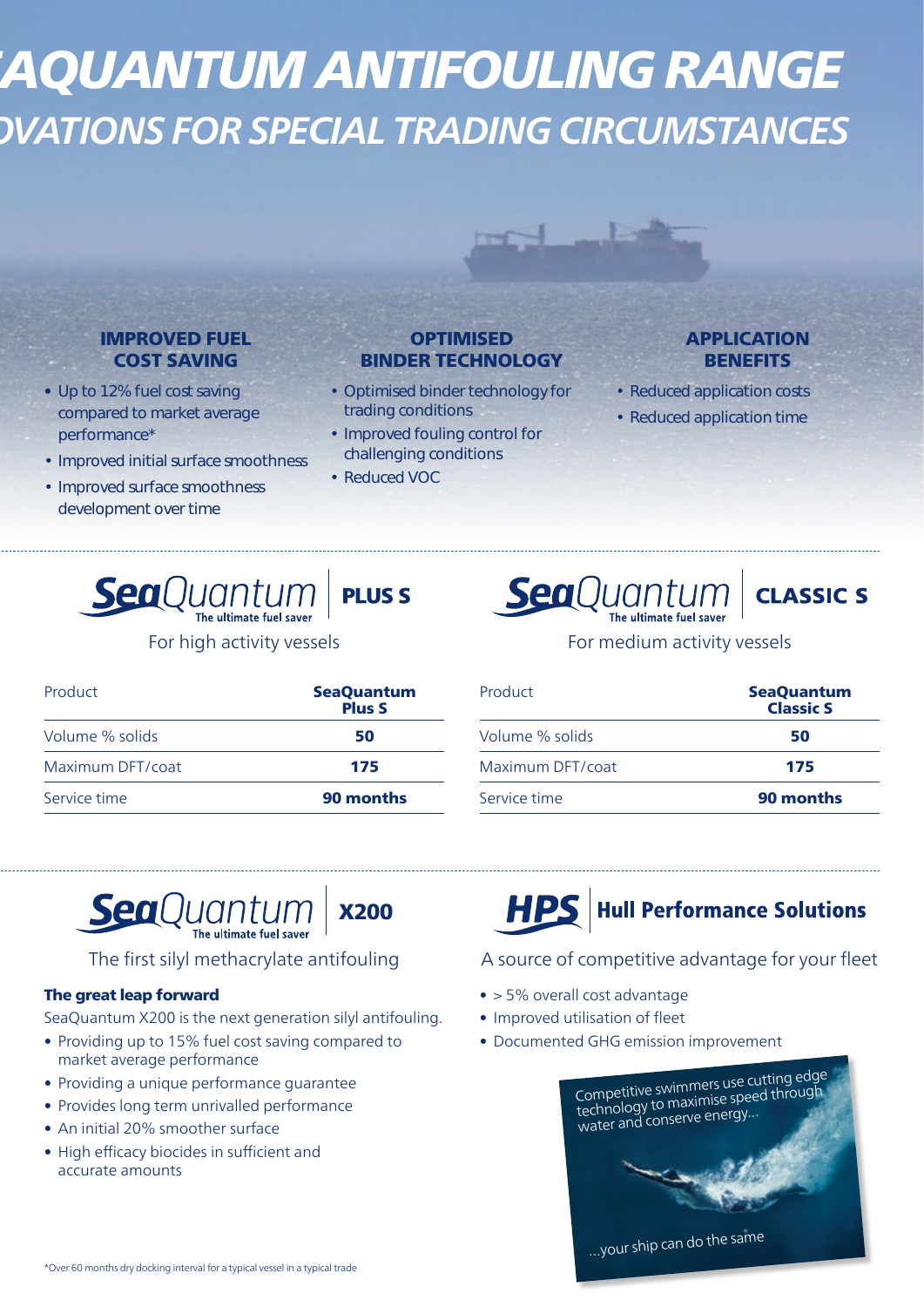# AQUANTUM ANTIFOULING RANGE

## OVATIONS FOR SPECIAL TRADING CIRCUMSTANCES

### IMPROVED FUEL COST SAVING

- Up to 12% fuel cost saving compared to market average performance*
- Improved initial surface smoothness
- Improved surface smoothness development over time

### OPTIMISED BINDER TECHNOLOGY

- Optimised binder technology for trading conditions
- Improved fouling control for challenging conditions
- Reduced VOC

### APPLICATION BENEFITS

- Reduced application costs
- Reduced application time

## SeaQuantum PLUS S

The ultimate fuel saver

For high activity vessels

| Product | SeaQuantum Plus S |
|---|---|
| Volume % solids | 50 |
| Maximum DFT/coat | 175 |
| Service time | 90 months |

## SeaQuantum CLASSIC S

The ultimate fuel saver

For medium activity vessels

| Product | SeaQuantum Classic S |
|---|---|
| Volume % solids | 50 |
| Maximum DFT/coat | 175 |
| Service time | 90 months |

## SeaQuantum X200

The ultimate fuel saver

The first silyl methacrylate antifouling

**The great leap forward**

SeaQuantum X200 is the next generation silyl antifouling.

- Providing up to 15% fuel cost saving compared to market average performance
- Providing a unique performance guarantee
- Provides long term unrivalled performance
- An initial 20% smoother surface
- High efficacy biocides in sufficient and accurate amounts

## HPS Hull Performance Solutions

A source of competitive advantage for your fleet

- > 5% overall cost advantage
- Improved utilisation of fleet
- Documented GHG emission improvement

Competitive swimmers use cutting edge technology to maximise speed through water and conserve energy...

...your ship can do the same

*Over 60 months dry docking interval for a typical vessel in a typical trade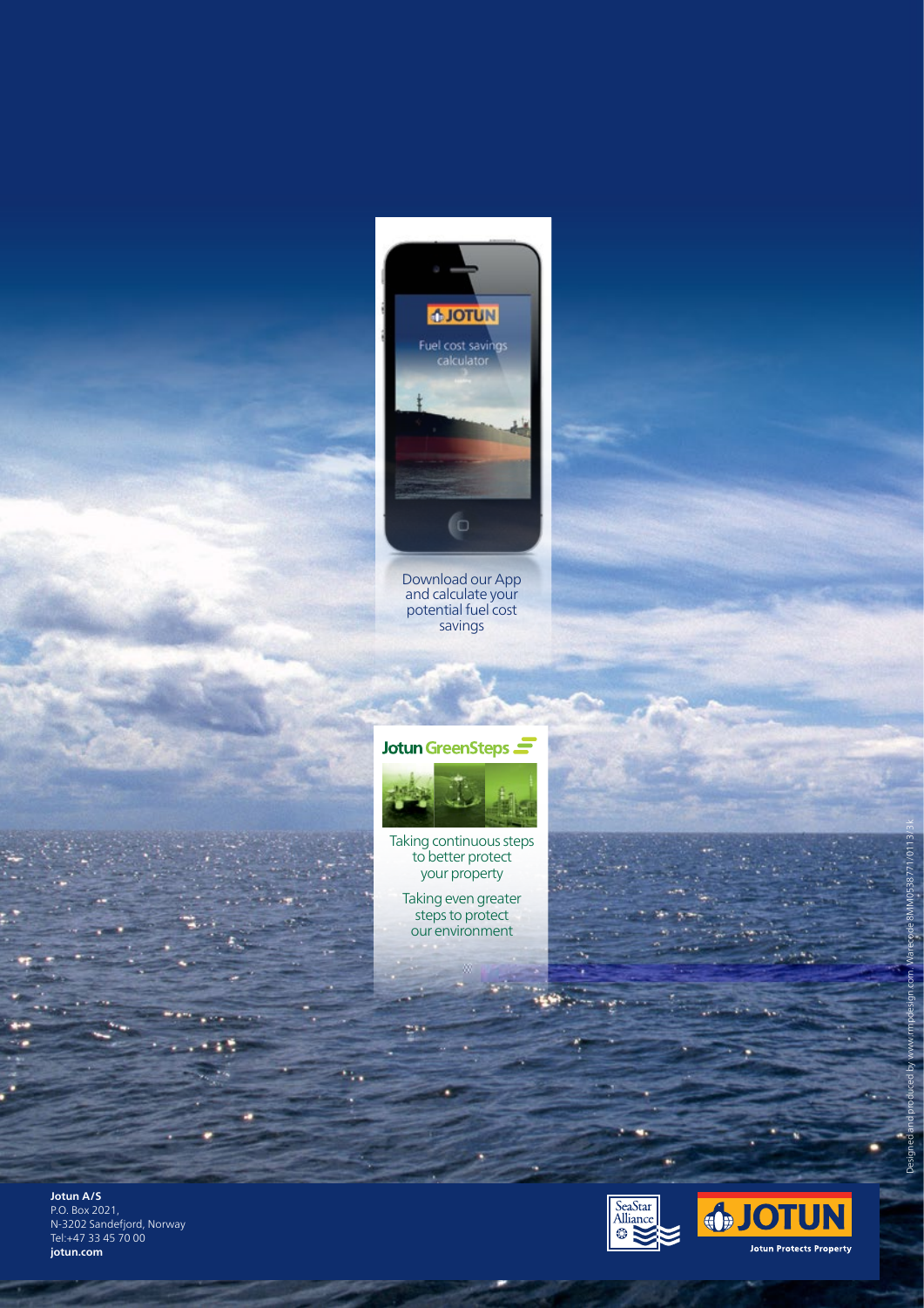Download our App and calculate your potential fuel cost savings

Jotun GreenSteps

Taking continuous steps to better protect your property

Taking even greater steps to protect our environment

**Jotun A/S**
P.O. Box 2021,
N-3202 Sandefjord, Norway
Tel:+47 33 45 70 00
**jotun.com**

SeaStar Alliance

JOTUN

Jotun Protects Property

Designed and produced by www.rmpdesign.com Warecode 8MM0538771/0113/3k